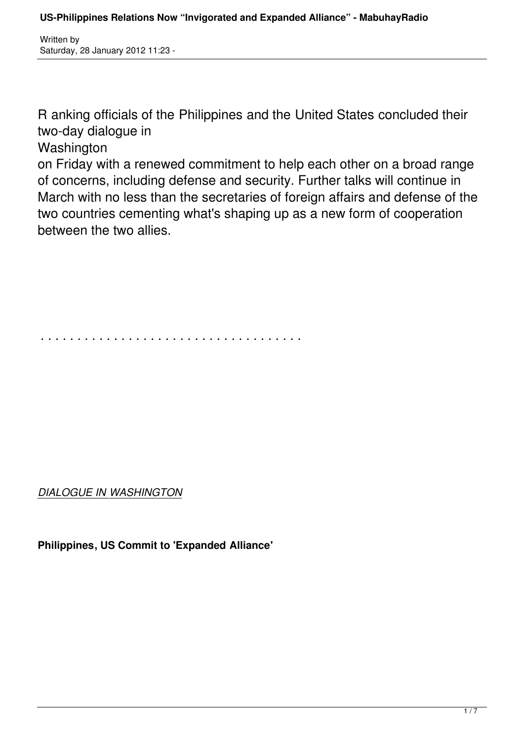Ranking officials of the Philippines and the United States concluded their two-day dialogue in Washington on Friday with a renewed commitment to help each other on a broad range of concerns, including defense and security. Further talks will continue in March with no less than the secretaries of foreign affairs and defense of the two countries cementing what's shaping up as a new form of cooperation between the two allies.

. . . . . . . . . . . . . . . . . . . . . . . . . . . . . . . . . . .

*DIALOGUE IN WASHINGTON*

**Philippines, US Commit to 'Expanded Alliance'**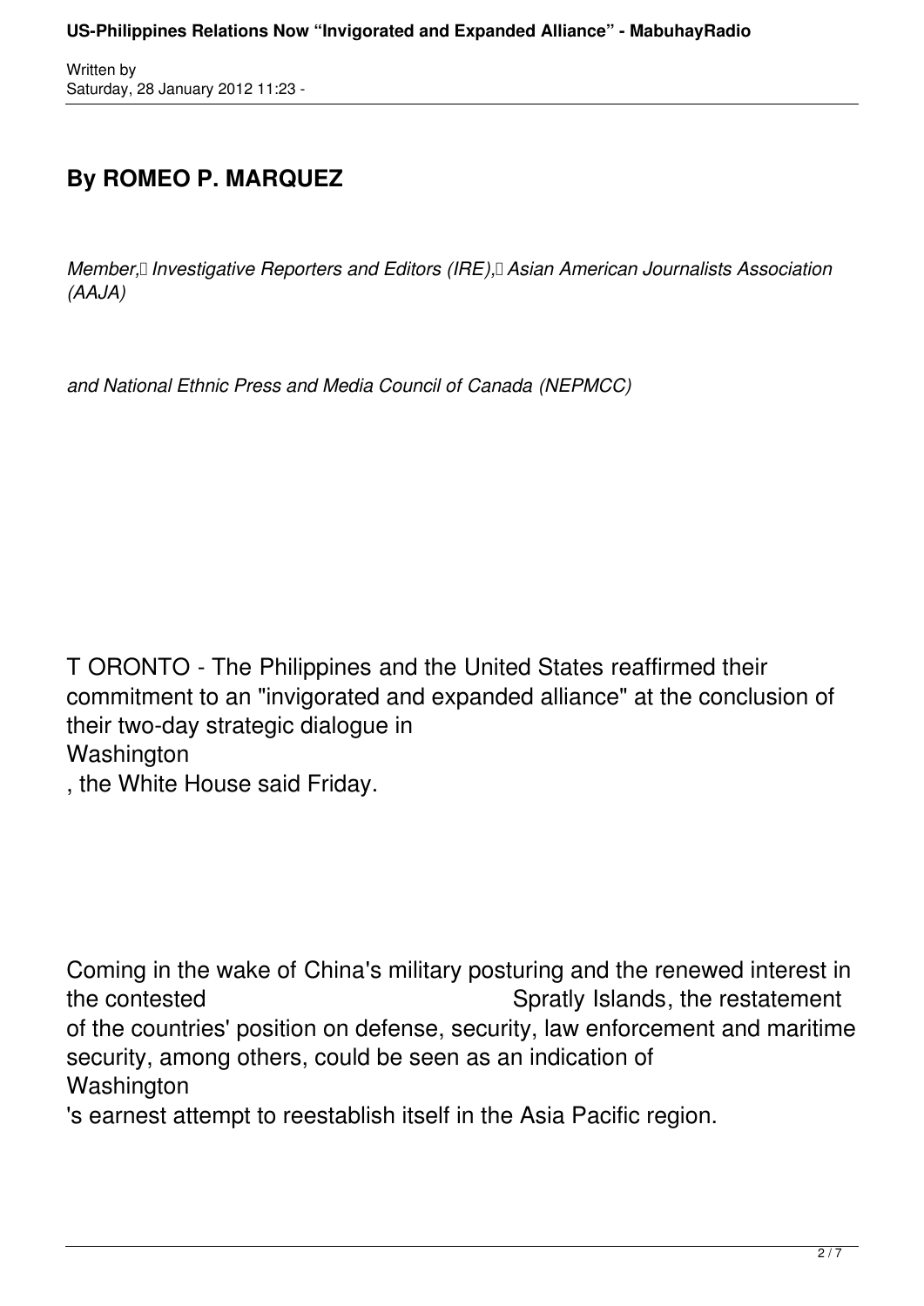## By ROMEO P. MARQUEZ

*Member, Investigative Reporters and Editors (IRE), Asian American Journalists Association (AAJA)*

*and National Ethnic Press and Media Council of Canada (NEPMCC)*

TORONTO - The Philippines and the United States reaffirmed their commitment to an "invigorated and expanded alliance" at the conclusion of their two-day strategic dialogue in Washington, the White House said Friday.

Coming in the wake of China's military posturing and the renewed interest in the contested Spratly Islands, the restatement of the countries' position on defense, security, law enforcement and maritime security, among others, could be seen as an indication of Washington's earnest attempt to reestablish itself in the Asia Pacific region.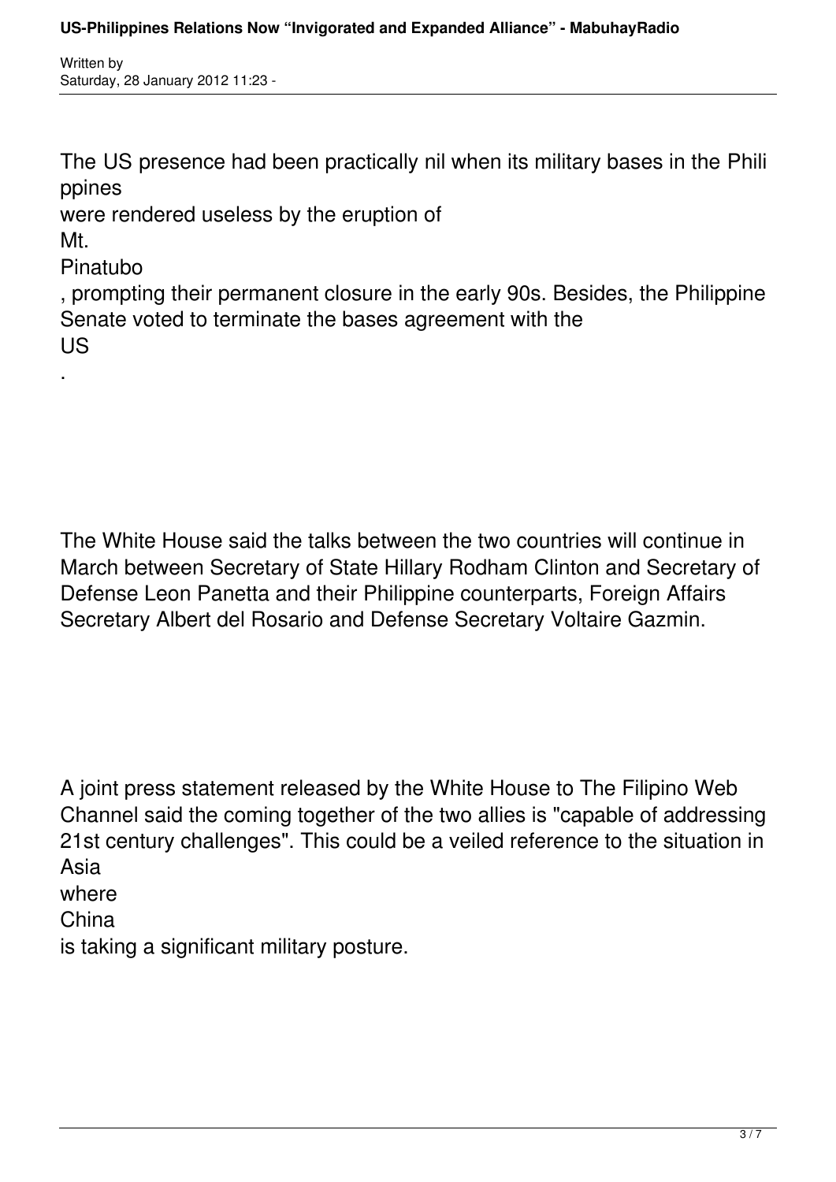The US presence had been practically nil when its military bases in the Philippines were rendered useless by the eruption of Mt. Pinatubo, prompting their permanent closure in the early 90s. Besides, the Philippine Senate voted to terminate the bases agreement with the US.

The White House said the talks between the two countries will continue in March between Secretary of State Hillary Rodham Clinton and Secretary of Defense Leon Panetta and their Philippine counterparts, Foreign Affairs Secretary Albert del Rosario and Defense Secretary Voltaire Gazmin.

A joint press statement released by the White House to The Filipino Web Channel said the coming together of the two allies is "capable of addressing 21st century challenges". This could be a veiled reference to the situation in Asia where China is taking a significant military posture.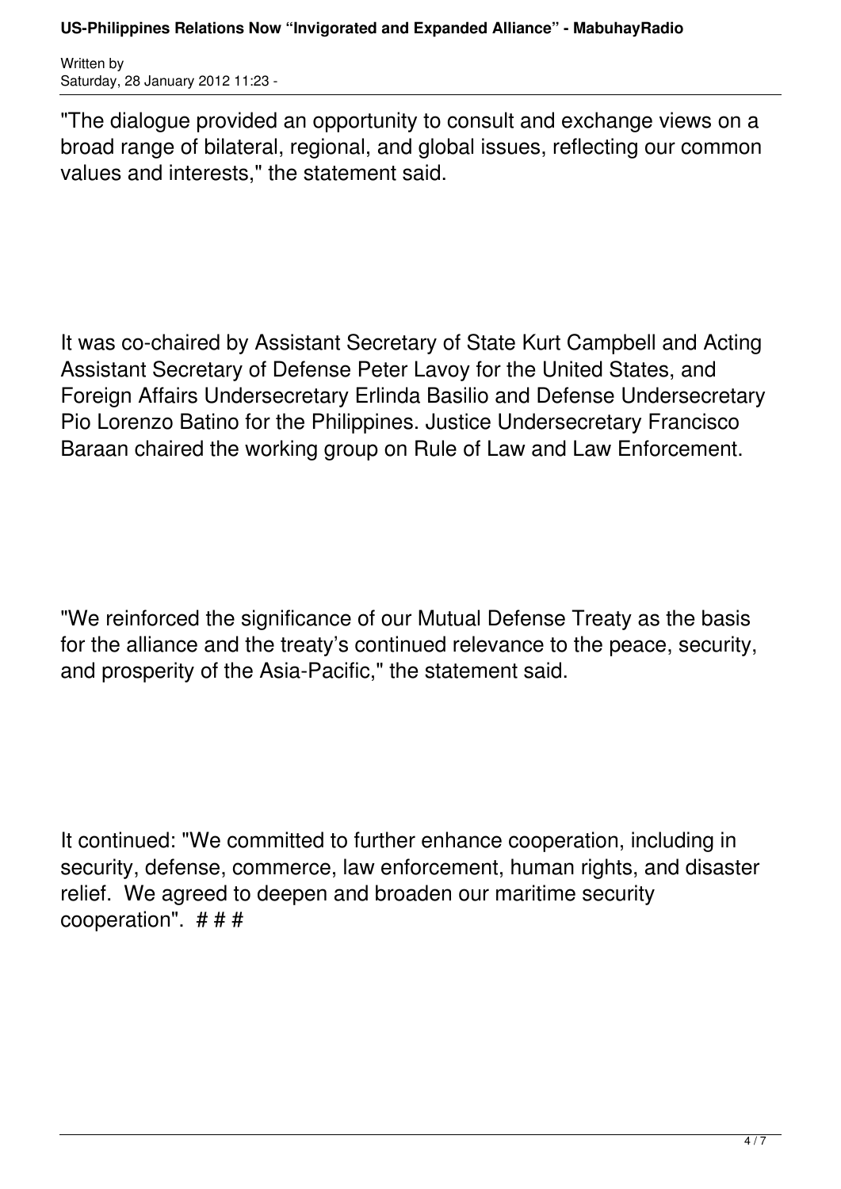"The dialogue provided an opportunity to consult and exchange views on a broad range of bilateral, regional, and global issues, reflecting our common values and interests," the statement said.

It was co-chaired by Assistant Secretary of State Kurt Campbell and Acting Assistant Secretary of Defense Peter Lavoy for the United States, and Foreign Affairs Undersecretary Erlinda Basilio and Defense Undersecretary Pio Lorenzo Batino for the Philippines. Justice Undersecretary Francisco Baraan chaired the working group on Rule of Law and Law Enforcement.

"We reinforced the significance of our Mutual Defense Treaty as the basis for the alliance and the treaty's continued relevance to the peace, security, and prosperity of the Asia-Pacific," the statement said.

It continued: "We committed to further enhance cooperation, including in security, defense, commerce, law enforcement, human rights, and disaster relief.  We agreed to deepen and broaden our maritime security cooperation".  # # #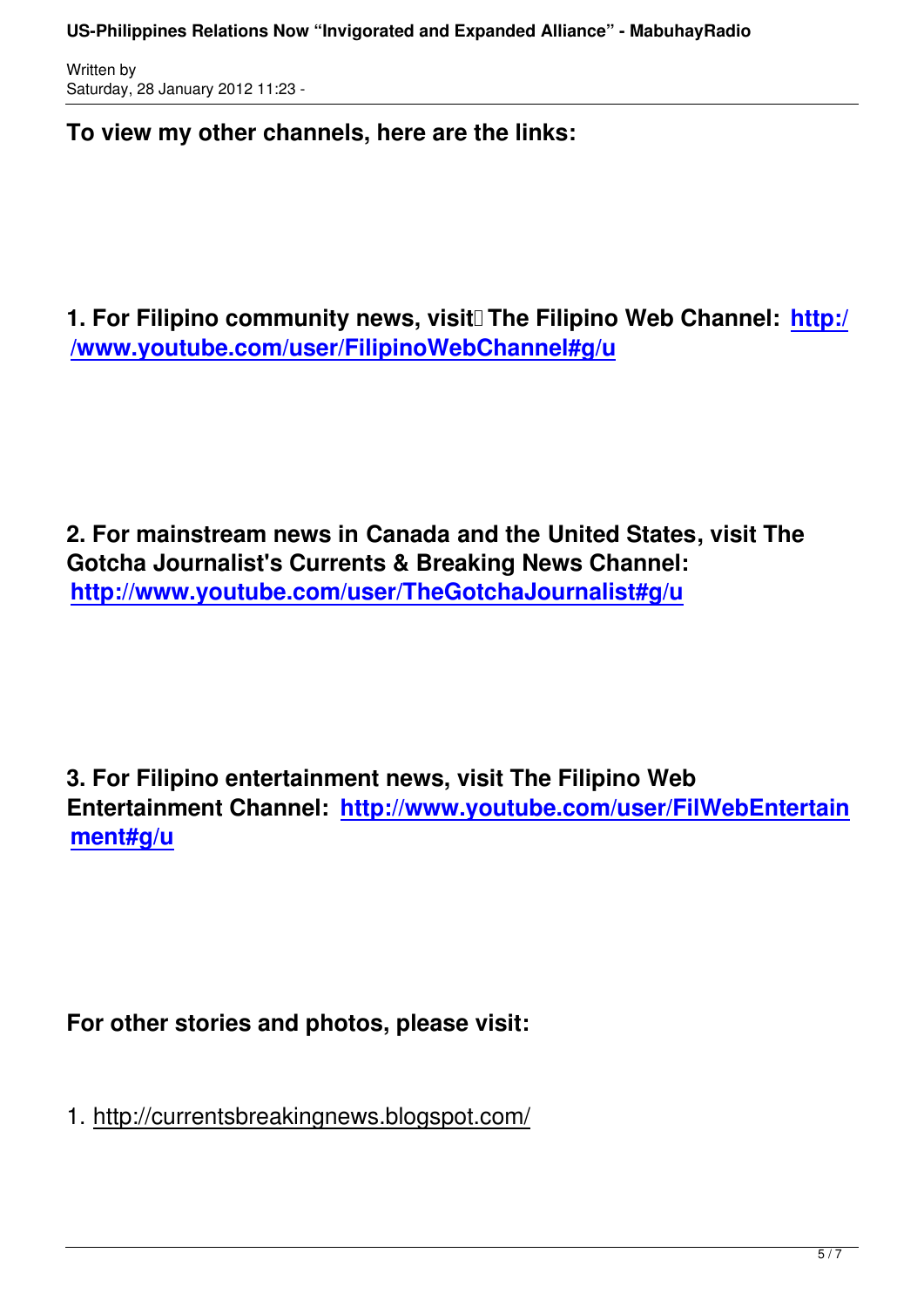**To view my other channels, here are the links:**

**1. For Filipino community news, visit The Filipino Web Channel: [http://www.youtube.com/user/FilipinoWebChannel#g/u](http://www.youtube.com/user/FilipinoWebChannel#g/u)**

**2. For mainstream news in Canada and the United States, visit The Gotcha Journalist's Currents & Breaking News Channel: [http://www.youtube.com/user/TheGotchaJournalist#g/u](http://www.youtube.com/user/TheGotchaJournalist#g/u)**

**3. For Filipino entertainment news, visit The Filipino Web Entertainment Channel: [http://www.youtube.com/user/FilWebEntertainment#g/u](http://www.youtube.com/user/FilWebEntertainment#g/u)**

**For other stories and photos, please visit:**

1. http://currentsbreakingnews.blogspot.com/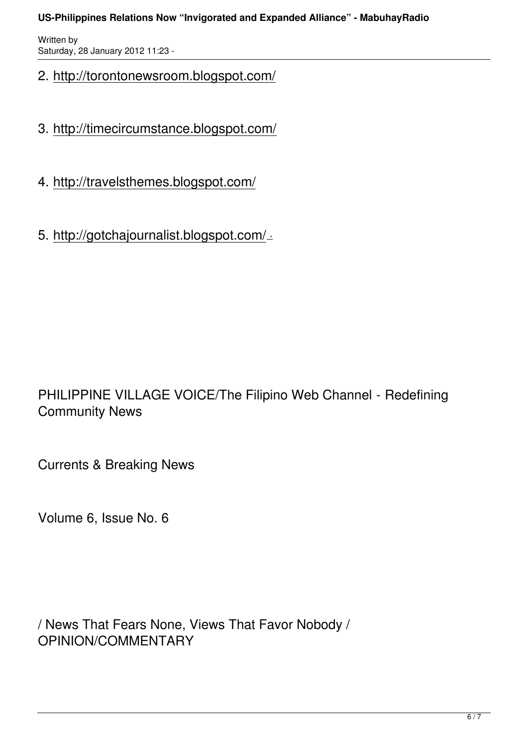2. http://torontonewsroom.blogspot.com/

3. http://timecircumstance.blogspot.com/

4. http://travelsthemes.blogspot.com/

5. http://gotchajournalist.blogspot.com/ -

PHILIPPINE VILLAGE VOICE/The Filipino Web Channel - Redefining Community News

Currents & Breaking News

Volume 6, Issue No. 6

/ News That Fears None, Views That Favor Nobody / OPINION/COMMENTARY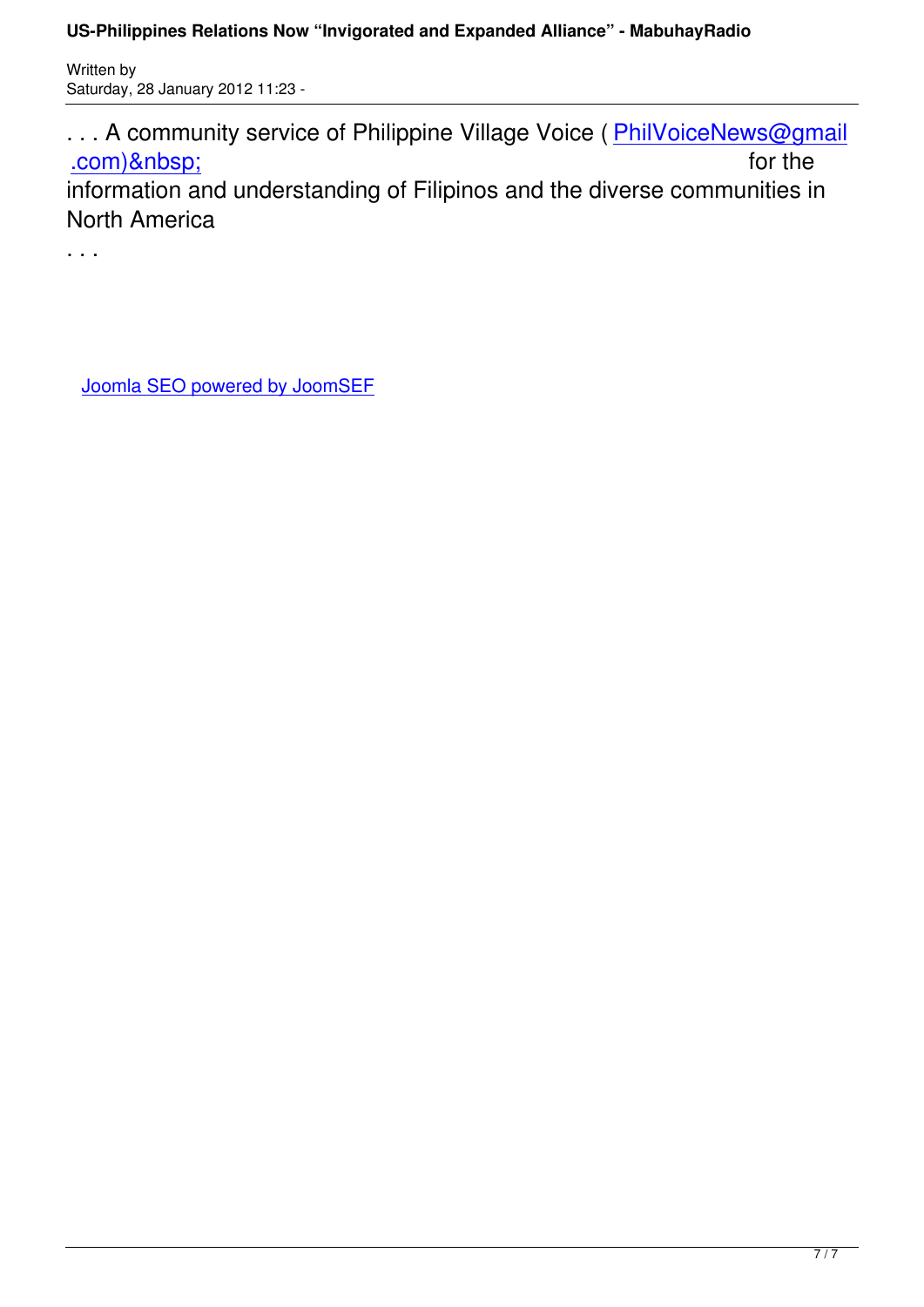. . . A community service of Philippine Village Voice ( PhilVoiceNews@gmail.com)&nbsp; for the information and understanding of Filipinos and the diverse communities in North America

. . .

Joomla SEO powered by JoomSEF